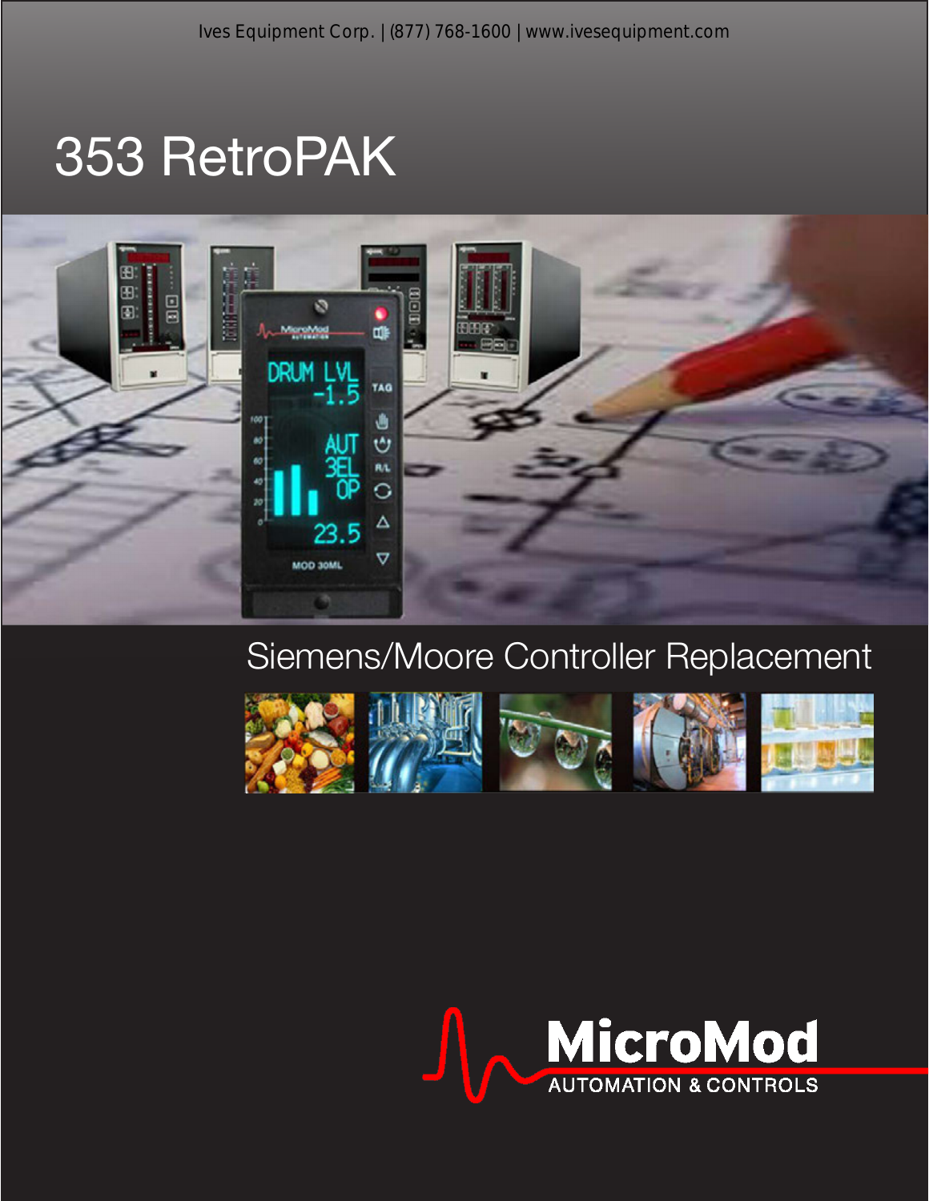Ives Equipment Corp. | (877) 768-1600 | www.ivesequipment.com

# 353 RetroPAK

## Siemens/Moore Controller Replacement

MicroMod

AUTOMATION & CONTROLS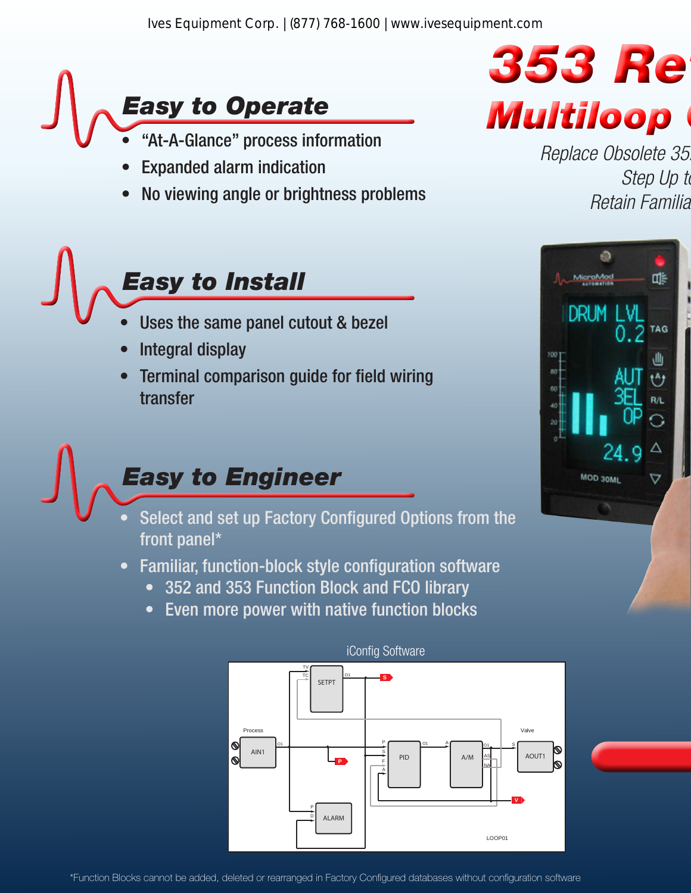# 353 Re

## Multiloop

*Replace Obsolete 35*
*Step Up t*
*Retain Familia*

## Easy to Operate

- "At-A-Glance" process information
- Expanded alarm indication
- No viewing angle or brightness problems

## Easy to Install

- Uses the same panel cutout & bezel
- Integral display
- Terminal comparison guide for field wiring transfer

## Easy to Engineer

- Select and set up Factory Configured Options from the front panel*
- Familiar, function-block style configuration software
  - 352 and 353 Function Block and FCO library
  - Even more power with native function blocks

iConfig Software

*Function Blocks cannot be added, deleted or rearranged in Factory Configured databases without configuration software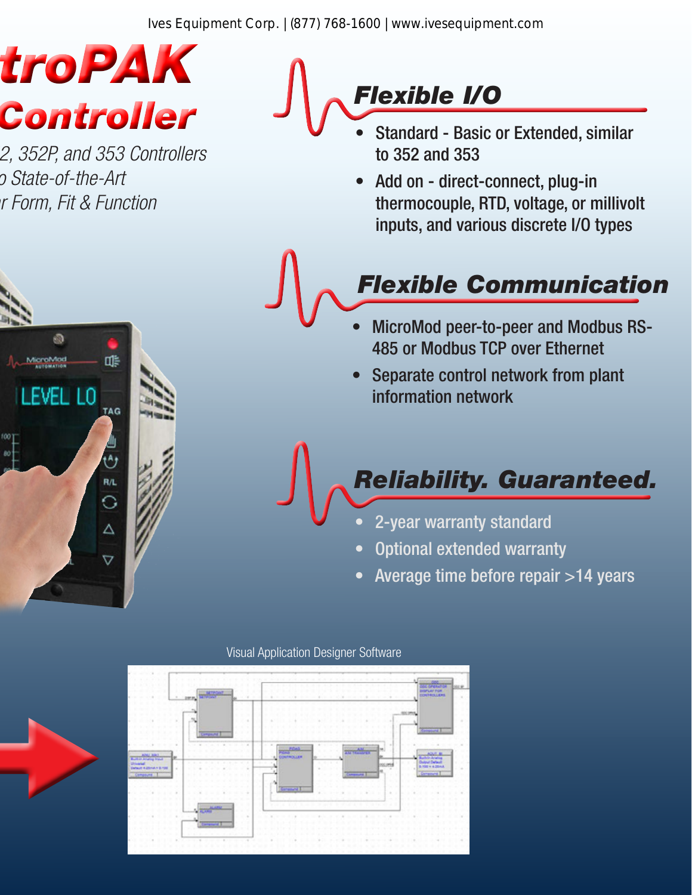# troPAK Controller

*2, 352P, and 353 Controllers*
*o State-of-the-Art*
*r Form, Fit & Function*

## *Flexible I/O*

- Standard - Basic or Extended, similar to 352 and 353
- Add on - direct-connect, plug-in thermocouple, RTD, voltage, or millivolt inputs, and various discrete I/O types

## *Flexible Communication*

- MicroMod peer-to-peer and Modbus RS-485 or Modbus TCP over Ethernet
- Separate control network from plant information network

## *Reliability. Guaranteed.*

- 2-year warranty standard
- Optional extended warranty
- Average time before repair >14 years

Visual Application Designer Software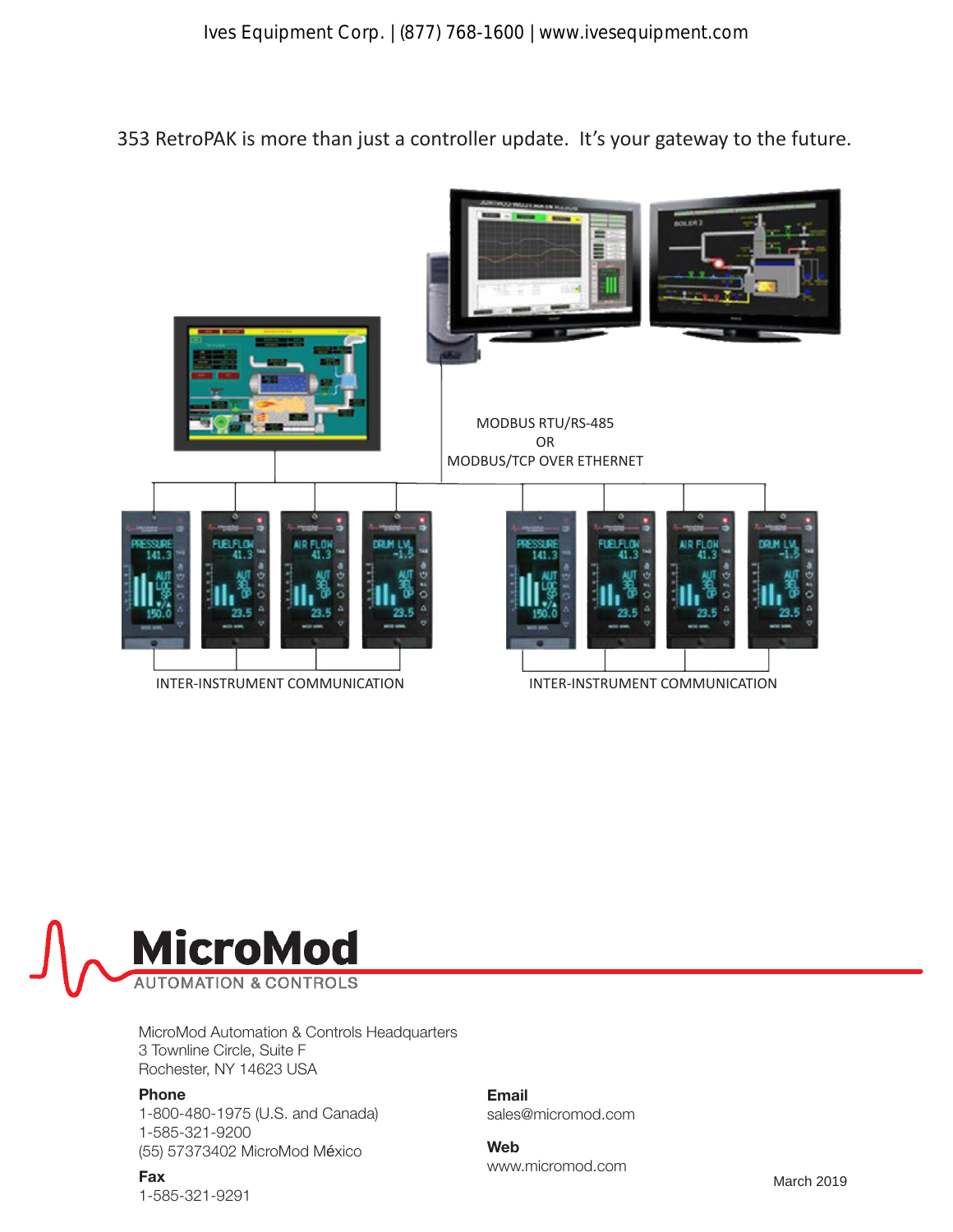353 RetroPAK is more than just a controller update. It's your gateway to the future.

MODBUS RTU/RS-485
OR
MODBUS/TCP OVER ETHERNET

INTER-INSTRUMENT COMMUNICATION

INTER-INSTRUMENT COMMUNICATION

MicroMod
AUTOMATION & CONTROLS

MicroMod Automation & Controls Headquarters
3 Townline Circle, Suite F
Rochester, NY 14623 USA

**Phone**
1-800-480-1975 (U.S. and Canada)
1-585-321-9200
(55) 57373402 MicroMod México

**Fax**
1-585-321-9291

**Email**
sales@micromod.com

**Web**
www.micromod.com

March 2019